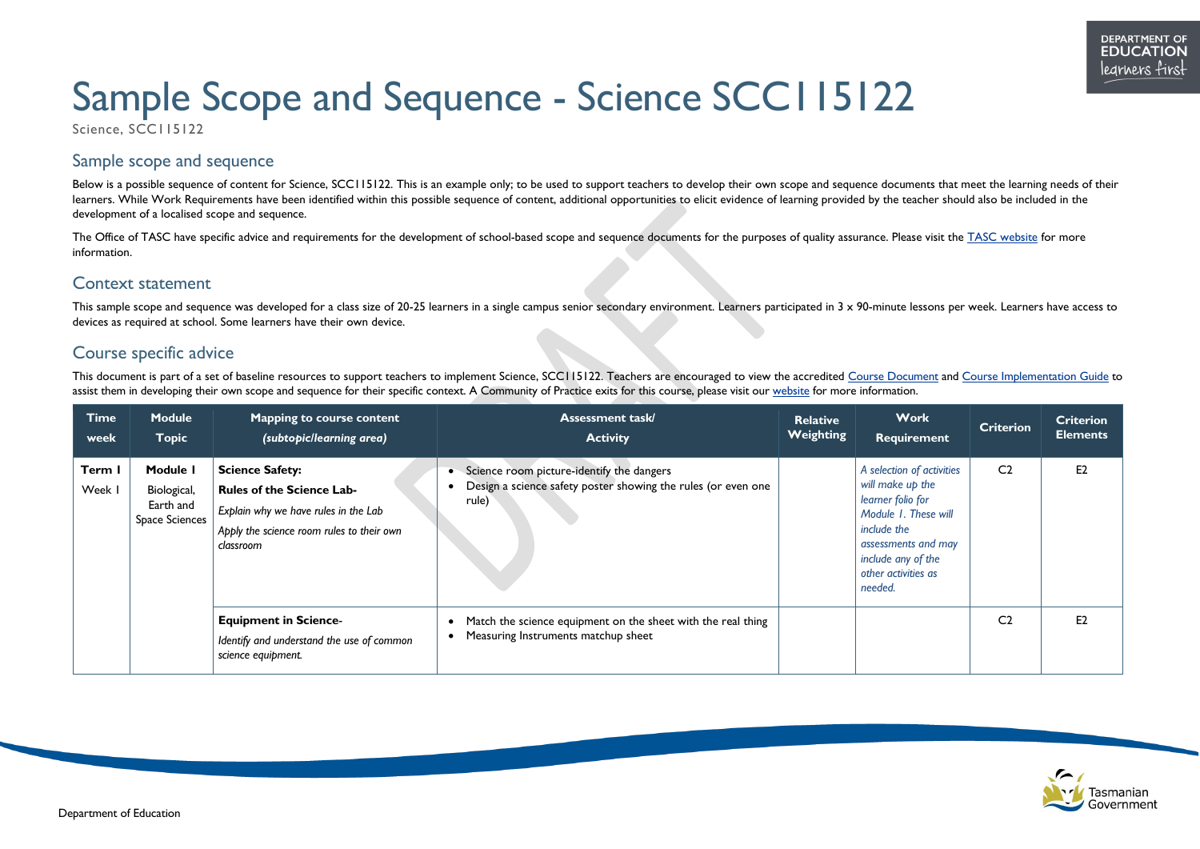# Sample Scope and Sequence - Science SCC115122

Science, SCC115122

## Sample scope and sequence

Below is a possible sequence of content for Science, SCC115122. This is an example only; to be used to support teachers to develop their own scope and sequence documents that meet the learning needs of their learners. While Work Requirements have been identified within this possible sequence of content, additional opportunities to elicit evidence of learning provided by the teacher should also be included in the development of a localised scope and sequence.

The Office of TASC have specific advice and requirements for the development of school-based scope and sequence documents for the purposes of quality assurance. Please visit the TASC website for more information.

## Context statement

This sample scope and sequence was developed for a class size of 20-25 learners in a single campus senior secondary environment. Learners participated in 3 x 90-minute lessons per week. Learners have access to devices as required at school. Some learners have their own device.

## Course specific advice

This document is part of a set of baseline resources to support teachers to implement Science, SCC115122. Teachers are encouraged to view the accredited Course Document and Course Implementation Guide to assist them in developing their own scope and sequence for their specific context. A Community of Practice exits for this course, please visit our website for more information.

| Time week | Module Topic | Mapping to course content *(subtopic/learning area)* | Assessment task/ Activity | Relative Weighting | Work Requirement | Criterion | Criterion Elements |
|---|---|---|---|---|---|---|---|
| **Term 1** Week 1 | **Module 1** Biological, Earth and Space Sciences | **Science Safety:** **Rules of the Science Lab-** *Explain why we have rules in the Lab* *Apply the science room rules to their own classroom* | • Science room picture-identify the dangers<br>• Design a science safety poster showing the rules (or even one rule) | | *A selection of activities will make up the learner folio for Module 1. These will include the assessments and may include any of the other activities as needed.* | C2 | E2 |
| | | **Equipment in Science-** *Identify and understand the use of common science equipment.* | • Match the science equipment on the sheet with the real thing<br>• Measuring Instruments matchup sheet | | | C2 | E2 |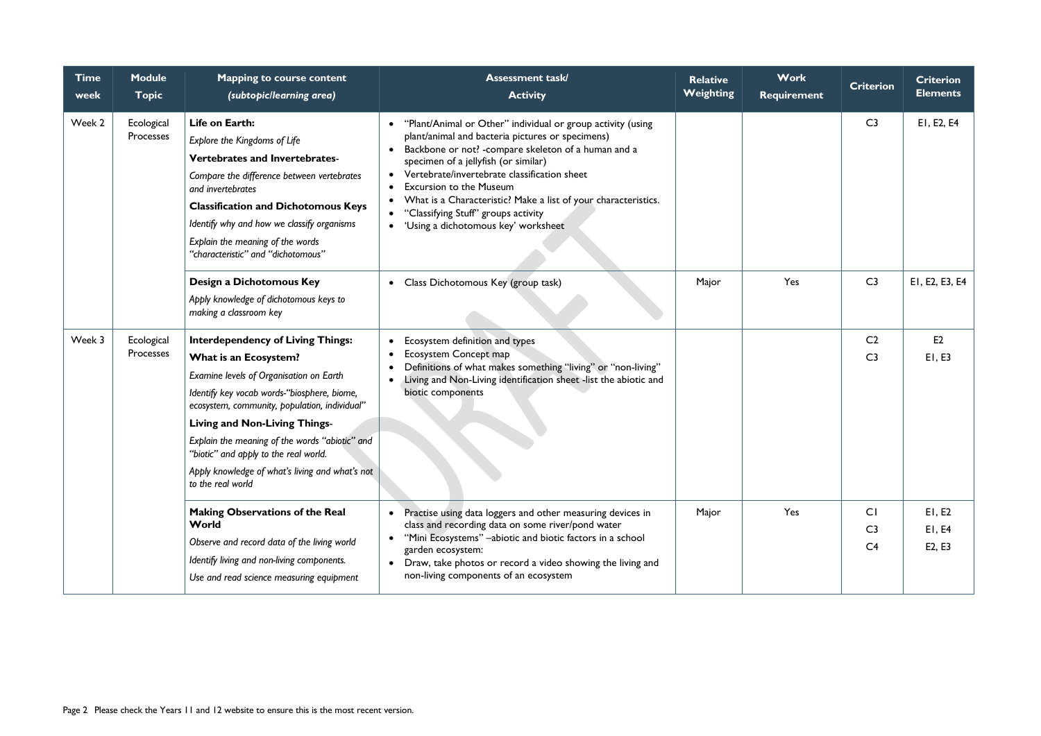| Time week | Module Topic | Mapping to course content *(subtopic/learning area)* | Assessment task/ Activity | Relative Weighting | Work Requirement | Criterion | Criterion Elements |
|---|---|---|---|---|---|---|---|
| Week 2 | Ecological Processes | **Life on Earth:** *Explore the Kingdoms of Life* **Vertebrates and Invertebrates-** *Compare the difference between vertebrates and invertebrates* **Classification and Dichotomous Keys** *Identify why and how we classify organisms* *Explain the meaning of the words "characteristic" and "dichotomous"* | • "Plant/Animal or Other" individual or group activity (using plant/animal and bacteria pictures or specimens) • Backbone or not? -compare skeleton of a human and a specimen of a jellyfish (or similar) • Vertebrate/invertebrate classification sheet • Excursion to the Museum • What is a Characteristic? Make a list of your characteristics. • "Classifying Stuff" groups activity • 'Using a dichotomous key' worksheet | | | C3 | E1, E2, E4 |
| | | **Design a Dichotomous Key** *Apply knowledge of dichotomous keys to making a classroom key* | • Class Dichotomous Key (group task) | Major | Yes | C3 | E1, E2, E3, E4 |
| Week 3 | Ecological Processes | **Interdependency of Living Things:** **What is an Ecosystem?** *Examine levels of Organisation on Earth* *Identify key vocab words-"biosphere, biome, ecosystem, community, population, individual"* **Living and Non-Living Things-** *Explain the meaning of the words "abiotic" and "biotic" and apply to the real world.* *Apply knowledge of what's living and what's not to the real world* | • Ecosystem definition and types • Ecosystem Concept map • Definitions of what makes something "living" or "non-living" • Living and Non-Living identification sheet -list the abiotic and biotic components | | | C2 C3 | E2 E1, E3 |
| | | **Making Observations of the Real World** *Observe and record data of the living world* *Identify living and non-living components.* *Use and read science measuring equipment* | • Practise using data loggers and other measuring devices in class and recording data on some river/pond water • "Mini Ecosystems" –abiotic and biotic factors in a school garden ecosystem: • Draw, take photos or record a video showing the living and non-living components of an ecosystem | Major | Yes | C1 C3 C4 | E1, E2 E1, E4 E2, E3 |

Please check the Years 11 and 12 website to ensure this is the most recent version.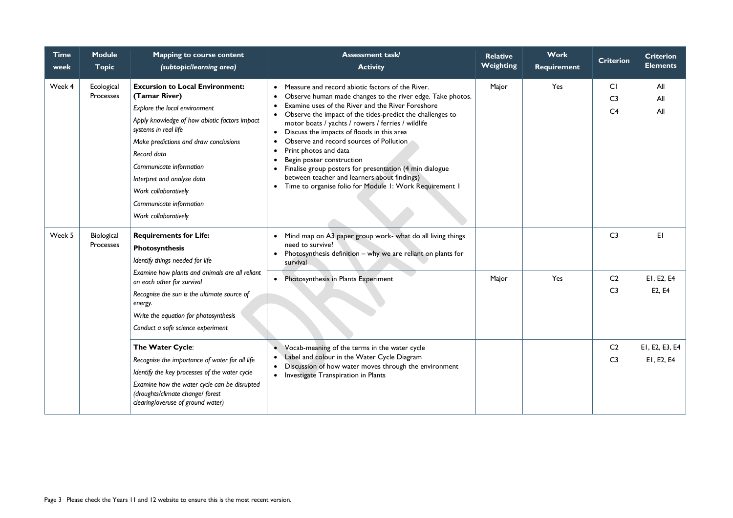| Time week | Module Topic | Mapping to course content *(subtopic/learning area)* | Assessment task/ Activity | Relative Weighting | Work Requirement | Criterion | Criterion Elements |
|---|---|---|---|---|---|---|---|
| Week 4 | Ecological Processes | **Excursion to Local Environment: (Tamar River)**<br>*Explore the local environment*<br>*Apply knowledge of how abiotic factors impact systems in real life*<br>*Make predictions and draw conclusions*<br>*Record data*<br>*Communicate information*<br>*Interpret and analyse data*<br>*Work collaboratively*<br>*Communicate information*<br>*Work collaboratively* | • Measure and record abiotic factors of the River.<br>• Observe human made changes to the river edge. Take photos.<br>• Examine uses of the River and the River Foreshore<br>• Observe the impact of the tides-predict the challenges to motor boats / yachts / rowers / ferries / wildlife<br>• Discuss the impacts of floods in this area<br>• Observe and record sources of Pollution<br>• Print photos and data<br>• Begin poster construction<br>• Finalise group posters for presentation (4 min dialogue between teacher and learners about findings)<br>• Time to organise folio for Module 1: Work Requirement 1 | Major | Yes | C1<br>C3<br>C4 | All<br>All<br>All |
| Week 5 | Biological Processes | **Requirements for Life: Photosynthesis**<br>*Identify things needed for life*<br>*Examine how plants and animals are all reliant on each other for survival*<br>*Recognise the sun is the ultimate source of energy.*<br>*Write the equation for photosynthesis*<br>*Conduct a safe science experiment* | • Mind map on A3 paper group work- what do all living things need to survive?<br>• Photosynthesis definition – why we are reliant on plants for survival | | | C3 | E1 |
| | | | • Photosynthesis in Plants Experiment | Major | Yes | C2<br>C3 | E1, E2, E4<br>E2, E4 |
| | | **The Water Cycle**:<br>*Recognise the importance of water for all life*<br>*Identify the key processes of the water cycle*<br>*Examine how the water cycle can be disrupted (droughts/climate change/ forest clearing/overuse of ground water)* | • Vocab-meaning of the terms in the water cycle<br>• Label and colour in the Water Cycle Diagram<br>• Discussion of how water moves through the environment<br>• Investigate Transpiration in Plants | | | C2<br>C3 | E1, E2, E3, E4<br>E1, E2, E4 |

Please check the Years 11 and 12 website to ensure this is the most recent version.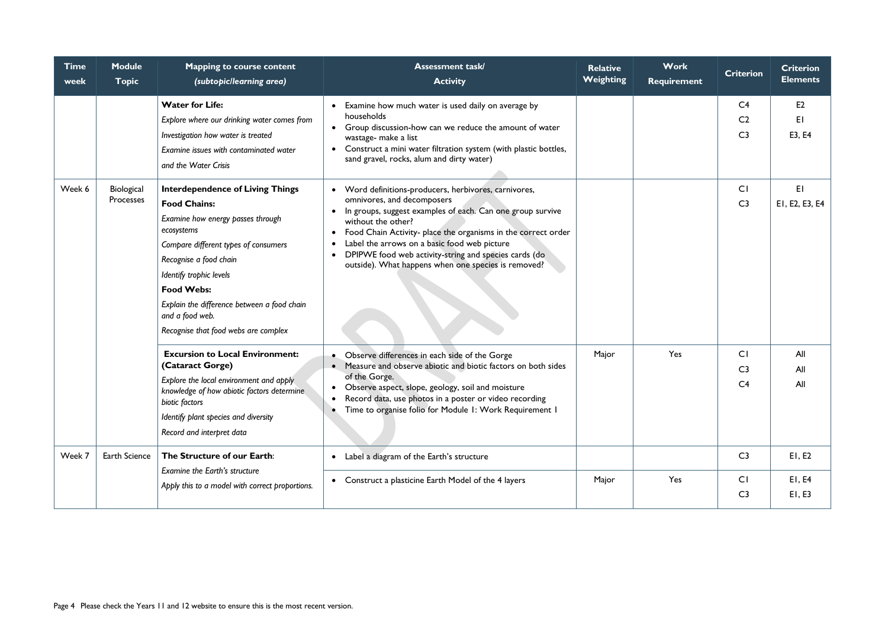| Time week | Module Topic | Mapping to course content *(subtopic/learning area)* | Assessment task/ Activity | Relative Weighting | Work Requirement | Criterion | Criterion Elements |
|---|---|---|---|---|---|---|---|
| | | **Water for Life:**<br>*Explore where our drinking water comes from*<br>*Investigation how water is treated*<br>*Examine issues with contaminated water and the Water Crisis* | • Examine how much water is used daily on average by households<br>• Group discussion-how can we reduce the amount of water wastage- make a list<br>• Construct a mini water filtration system (with plastic bottles, sand gravel, rocks, alum and dirty water) | | | C4<br>C2<br>C3 | E2<br>E1<br>E3, E4 |
| Week 6 | Biological Processes | **Interdependence of Living Things**<br>**Food Chains:**<br>*Examine how energy passes through ecosystems*<br>*Compare different types of consumers*<br>*Recognise a food chain*<br>*Identify trophic levels*<br>**Food Webs:**<br>*Explain the difference between a food chain and a food web.*<br>*Recognise that food webs are complex* | • Word definitions-producers, herbivores, carnivores, omnivores, and decomposers<br>• In groups, suggest examples of each. Can one group survive without the other?<br>• Food Chain Activity- place the organisms in the correct order<br>• Label the arrows on a basic food web picture<br>• DPIPWE food web activity-string and species cards (do outside). What happens when one species is removed? | | | C1<br>C3 | E1<br>E1, E2, E3, E4 |
| | | **Excursion to Local Environment: (Cataract Gorge)**<br>*Explore the local environment and apply knowledge of how abiotic factors determine biotic factors*<br>*Identify plant species and diversity*<br>*Record and interpret data* | • Observe differences in each side of the Gorge<br>• Measure and observe abiotic and biotic factors on both sides of the Gorge.<br>• Observe aspect, slope, geology, soil and moisture<br>• Record data, use photos in a poster or video recording<br>• Time to organise folio for Module 1: Work Requirement 1 | Major | Yes | C1<br>C3<br>C4 | All<br>All<br>All |
| Week 7 | Earth Science | **The Structure of our Earth**:<br>*Examine the Earth's structure*<br>*Apply this to a model with correct proportions.* | • Label a diagram of the Earth's structure | | | C3 | E1, E2 |
| | | | • Construct a plasticine Earth Model of the 4 layers | Major | Yes | C1<br>C3 | E1, E4<br>E1, E3 |

Please check the Years 11 and 12 website to ensure this is the most recent version.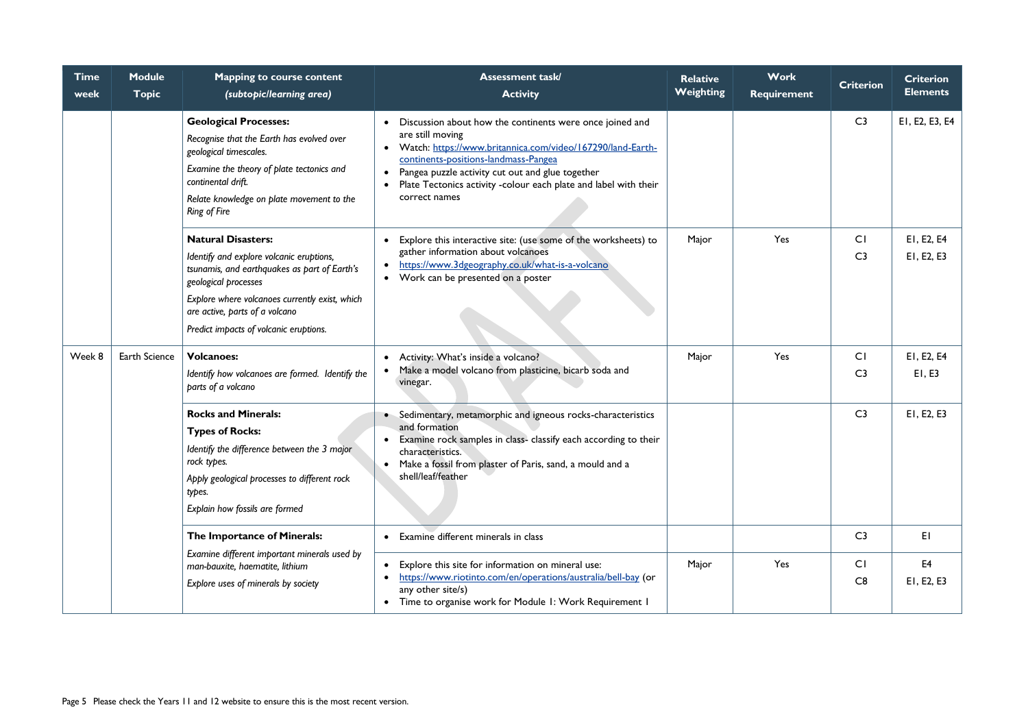| Time week | Module Topic | Mapping to course content *(subtopic/learning area)* | Assessment task/ Activity | Relative Weighting | Work Requirement | Criterion | Criterion Elements |
|---|---|---|---|---|---|---|---|
| | | **Geological Processes:** *Recognise that the Earth has evolved over geological timescales.* *Examine the theory of plate tectonics and continental drift.* *Relate knowledge on plate movement to the Ring of Fire* | • Discussion about how the continents were once joined and are still moving • Watch: https://www.britannica.com/video/167290/land-Earth-continents-positions-landmass-Pangea • Pangea puzzle activity cut out and glue together • Plate Tectonics activity -colour each plate and label with their correct names | | | C3 | E1, E2, E3, E4 |
| | | **Natural Disasters:** *Identify and explore volcanic eruptions, tsunamis, and earthquakes as part of Earth's geological processes* *Explore where volcanoes currently exist, which are active, parts of a volcano* *Predict impacts of volcanic eruptions.* | • Explore this interactive site: (use some of the worksheets) to gather information about volcanoes • https://www.3dgeography.co.uk/what-is-a-volcano • Work can be presented on a poster | Major | Yes | C1 C3 | E1, E2, E4 E1, E2, E3 |
| Week 8 | Earth Science | **Volcanoes:** *Identify how volcanoes are formed. Identify the parts of a volcano* | • Activity: What's inside a volcano? • Make a model volcano from plasticine, bicarb soda and vinegar. | Major | Yes | C1 C3 | E1, E2, E4 E1, E3 |
| | | **Rocks and Minerals:** **Types of Rocks:** *Identify the difference between the 3 major rock types.* *Apply geological processes to different rock types.* *Explain how fossils are formed* | • Sedimentary, metamorphic and igneous rocks-characteristics and formation • Examine rock samples in class- classify each according to their characteristics. • Make a fossil from plaster of Paris, sand, a mould and a shell/leaf/feather | | | C3 | E1, E2, E3 |
| | | **The Importance of Minerals:** *Examine different important minerals used by man-bauxite, haematite, lithium* *Explore uses of minerals by society* | • Examine different minerals in class | | | C3 | E1 |
| | | | • Explore this site for information on mineral use: • https://www.riotinto.com/en/operations/australia/bell-bay (or any other site/s) • Time to organise work for Module 1: Work Requirement 1 | Major | Yes | C1 C8 | E4 E1, E2, E3 |

Page 5 Please check the Years 11 and 12 website to ensure this is the most recent version.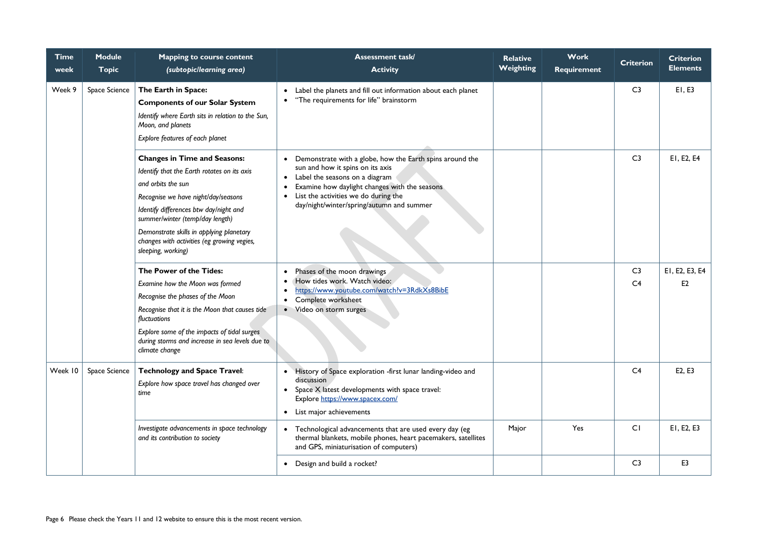| Time week | Module Topic | Mapping to course content *(subtopic/learning area)* | Assessment task/ Activity | Relative Weighting | Work Requirement | Criterion | Criterion Elements |
|---|---|---|---|---|---|---|---|
| Week 9 | Space Science | **The Earth in Space:** **Components of our Solar System** *Identify where Earth sits in relation to the Sun, Moon, and planets* *Explore features of each planet* | • Label the planets and fill out information about each planet • "The requirements for life" brainstorm | | | C3 | E1, E3 |
| | | **Changes in Time and Seasons:** *Identify that the Earth rotates on its axis* *and orbits the sun* *Recognise we have night/day/seasons* *Identify differences btw day/night and summer/winter (temp/day length)* *Demonstrate skills in applying planetary changes with activities (eg growing vegies, sleeping, working)* | • Demonstrate with a globe, how the Earth spins around the sun and how it spins on its axis • Label the seasons on a diagram • Examine how daylight changes with the seasons • List the activities we do during the day/night/winter/spring/autumn and summer | | | C3 | E1, E2, E4 |
| | | **The Power of the Tides:** *Examine how the Moon was formed* *Recognise the phases of the Moon* *Recognise that it is the Moon that causes tide fluctuations* *Explore some of the impacts of tidal surges during storms and increase in sea levels due to climate change* | • Phases of the moon drawings • How tides work. Watch video: • https://www.youtube.com/watch?v=3RdkXs8BibE • Complete worksheet • Video on storm surges | | | C3 C4 | E1, E2, E3, E4 E2 |
| Week 10 | Space Science | **Technology and Space Travel**: *Explore how space travel has changed over time* | • History of Space exploration -first lunar landing-video and discussion • Space X latest developments with space travel: Explore https://www.spacex.com/ • List major achievements | | | C4 | E2, E3 |
| | | *Investigate advancements in space technology and its contribution to society* | • Technological advancements that are used every day (eg thermal blankets, mobile phones, heart pacemakers, satellites and GPS, miniaturisation of computers) | Major | Yes | C1 | E1, E2, E3 |
| | | | • Design and build a rocket? | | | C3 | E3 |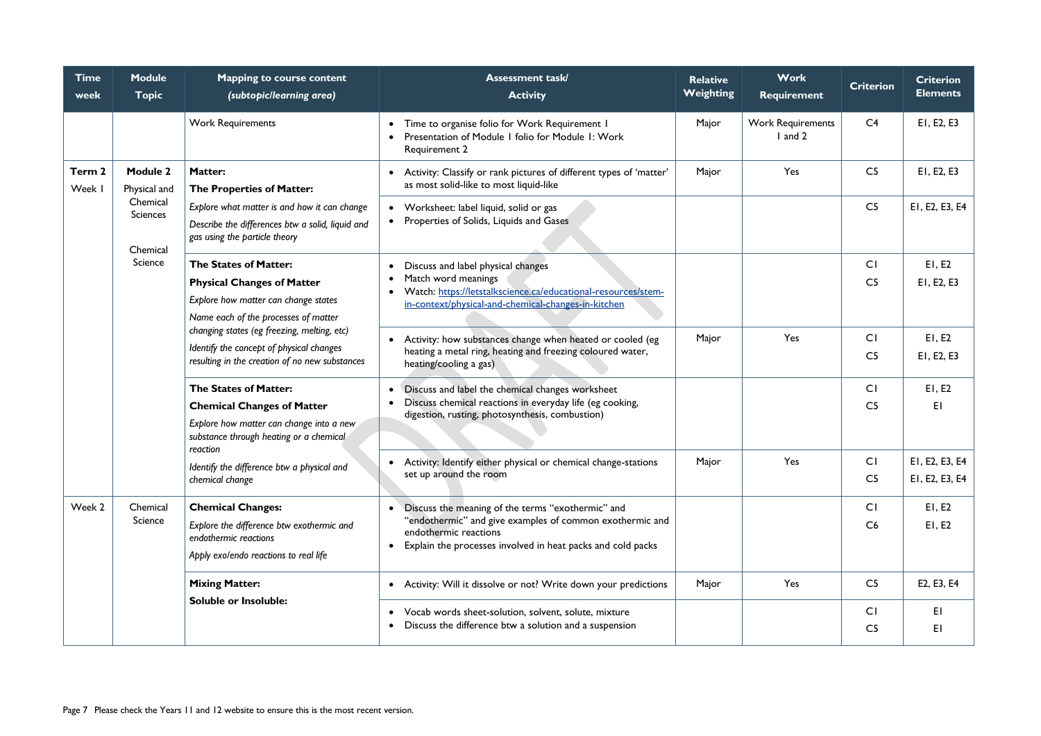| Time week | Module Topic | Mapping to course content *(subtopic/learning area)* | Assessment task/ Activity | Relative Weighting | Work Requirement | Criterion | Criterion Elements |
|---|---|---|---|---|---|---|---|
| | | Work Requirements | • Time to organise folio for Work Requirement 1<br>• Presentation of Module 1 folio for Module 1: Work Requirement 2 | Major | Work Requirements 1 and 2 | C4 | E1, E2, E3 |
| **Term 2** Week 1 | **Module 2** Physical and Chemical Sciences<br><br>Chemical Science | **Matter:**<br>**The Properties of Matter:**<br>*Explore what matter is and how it can change*<br>*Describe the differences btw a solid, liquid and gas using the particle theory* | • Activity: Classify or rank pictures of different types of 'matter' as most solid-like to most liquid-like | Major | Yes | C5 | E1, E2, E3 |
| | | | • Worksheet: label liquid, solid or gas<br>• Properties of Solids, Liquids and Gases | | | C5 | E1, E2, E3, E4 |
| | | **The States of Matter:**<br>**Physical Changes of Matter**<br>*Explore how matter can change states*<br>*Name each of the processes of matter changing states (eg freezing, melting, etc)*<br>*Identify the concept of physical changes resulting in the creation of no new substances* | • Discuss and label physical changes<br>• Match word meanings<br>• Watch: https://letstalkscience.ca/educational-resources/stem-in-context/physical-and-chemical-changes-in-kitchen | | | C1<br>C5 | E1, E2<br>E1, E2, E3 |
| | | | • Activity: how substances change when heated or cooled (eg heating a metal ring, heating and freezing coloured water, heating/cooling a gas) | Major | Yes | C1<br>C5 | E1, E2<br>E1, E2, E3 |
| | | **The States of Matter:**<br>**Chemical Changes of Matter**<br>*Explore how matter can change into a new substance through heating or a chemical reaction*<br>*Identify the difference btw a physical and chemical change* | • Discuss and label the chemical changes worksheet<br>• Discuss chemical reactions in everyday life (eg cooking, digestion, rusting, photosynthesis, combustion) | | | C1<br>C5 | E1, E2<br>E1 |
| | | | • Activity: Identify either physical or chemical change-stations set up around the room | Major | Yes | C1<br>C5 | E1, E2, E3, E4<br>E1, E2, E3, E4 |
| Week 2 | Chemical Science | **Chemical Changes:**<br>*Explore the difference btw exothermic and endothermic reactions*<br>*Apply exo/endo reactions to real life* | • Discuss the meaning of the terms "exothermic" and "endothermic" and give examples of common exothermic and endothermic reactions<br>• Explain the processes involved in heat packs and cold packs | | | C1<br>C6 | E1, E2<br>E1, E2 |
| | | **Mixing Matter:**<br>**Soluble or Insoluble:** | • Activity: Will it dissolve or not? Write down your predictions | Major | Yes | C5 | E2, E3, E4 |
| | | | • Vocab words sheet-solution, solvent, solute, mixture<br>• Discuss the difference btw a solution and a suspension | | | C1<br>C5 | E1<br>E1 |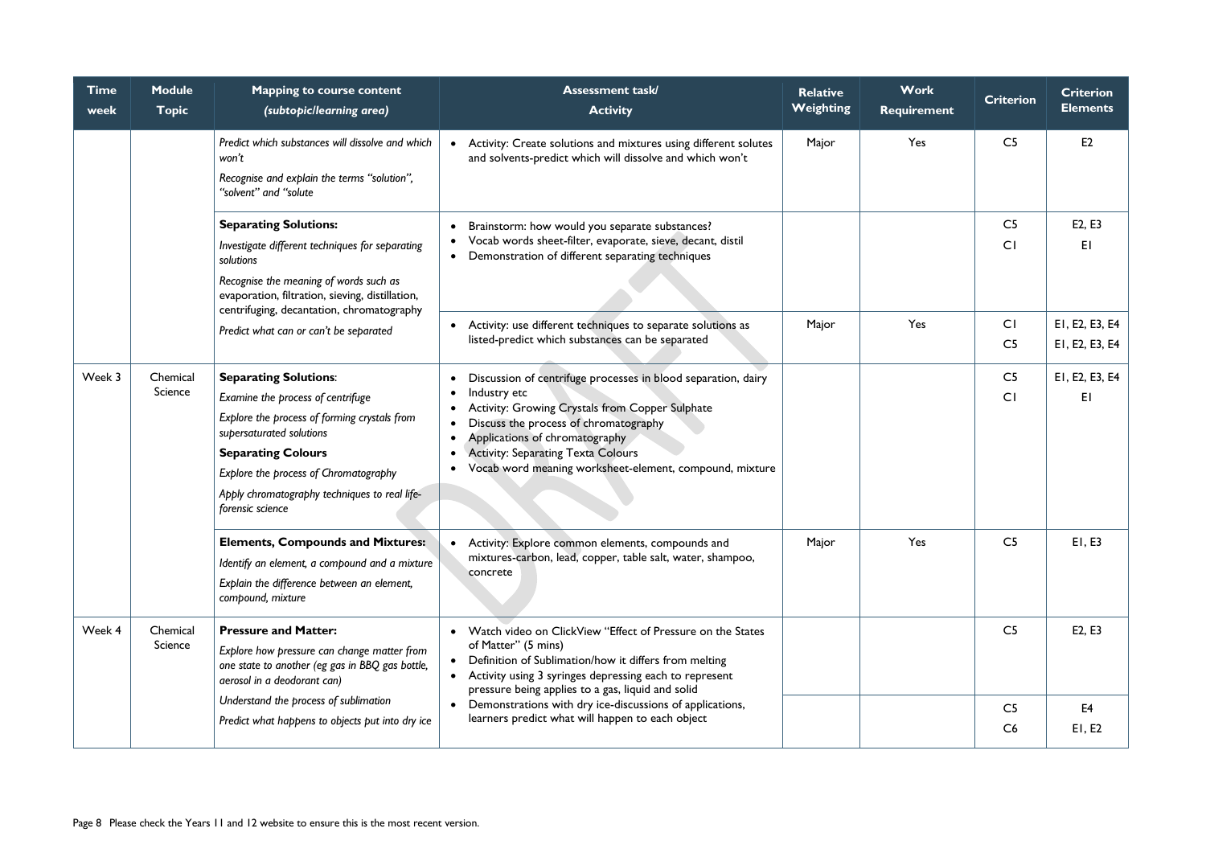| Time week | Module Topic | Mapping to course content *(subtopic/learning area)* | Assessment task/ Activity | Relative Weighting | Work Requirement | Criterion | Criterion Elements |
|---|---|---|---|---|---|---|---|
| | | *Predict which substances will dissolve and which won't*<br>*Recognise and explain the terms "solution", "solvent" and "solute* | • Activity: Create solutions and mixtures using different solutes and solvents-predict which will dissolve and which won't | Major | Yes | C5 | E2 |
| | | **Separating Solutions:**<br>*Investigate different techniques for separating solutions*<br>*Recognise the meaning of words such as evaporation, filtration, sieving, distillation, centrifuging, decantation, chromatography*<br>*Predict what can or can't be separated* | • Brainstorm: how would you separate substances?<br>• Vocab words sheet-filter, evaporate, sieve, decant, distil<br>• Demonstration of different separating techniques | | | C5<br>C1 | E2, E3<br>E1 |
| | | | • Activity: use different techniques to separate solutions as listed-predict which substances can be separated | Major | Yes | C1<br>C5 | E1, E2, E3, E4<br>E1, E2, E3, E4 |
| Week 3 | Chemical Science | **Separating Solutions**:<br>*Examine the process of centrifuge*<br>*Explore the process of forming crystals from supersaturated solutions*<br>**Separating Colours**<br>*Explore the process of Chromatography*<br>*Apply chromatography techniques to real life-forensic science* | • Discussion of centrifuge processes in blood separation, dairy<br>• Industry etc<br>• Activity: Growing Crystals from Copper Sulphate<br>• Discuss the process of chromatography<br>• Applications of chromatography<br>• Activity: Separating Texta Colours<br>• Vocab word meaning worksheet-element, compound, mixture | | | C5<br>C1 | E1, E2, E3, E4<br>E1 |
| | | **Elements, Compounds and Mixtures:**<br>*Identify an element, a compound and a mixture*<br>*Explain the difference between an element, compound, mixture* | • Activity: Explore common elements, compounds and mixtures-carbon, lead, copper, table salt, water, shampoo, concrete | Major | Yes | C5 | E1, E3 |
| Week 4 | Chemical Science | **Pressure and Matter:**<br>*Explore how pressure can change matter from one state to another (eg gas in BBQ gas bottle, aerosol in a deodorant can)*<br>*Understand the process of sublimation*<br>*Predict what happens to objects put into dry ice* | • Watch video on ClickView "Effect of Pressure on the States of Matter" (5 mins)<br>• Definition of Sublimation/how it differs from melting<br>• Activity using 3 syringes depressing each to represent pressure being applies to a gas, liquid and solid<br>• Demonstrations with dry ice-discussions of applications, learners predict what will happen to each object | | | C5 | E2, E3 |
| | | | | | | C5<br>C6 | E4<br>E1, E2 |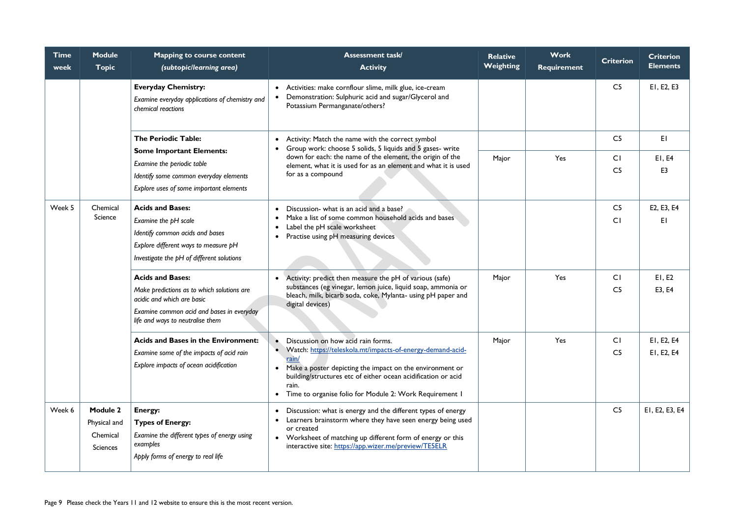| Time week | Module Topic | Mapping to course content (subtopic/learning area) | Assessment task/ Activity | Relative Weighting | Work Requirement | Criterion | Criterion Elements |
|---|---|---|---|---|---|---|---|
| | | **Everyday Chemistry:** *Examine everyday applications of chemistry and chemical reactions* | • Activities: make cornflour slime, milk glue, ice-cream<br>• Demonstration: Sulphuric acid and sugar/Glycerol and Potassium Permanganate/others? | | | C5 | E1, E2, E3 |
| | | **The Periodic Table:** **Some Important Elements:** *Examine the periodic table* *Identify some common everyday elements* *Explore uses of some important elements* | • Activity: Match the name with the correct symbol<br>• Group work: choose 5 solids, 5 liquids and 5 gases- write down for each: the name of the element, the origin of the element, what it is used for as an element and what it is used for as a compound | | | C5 | E1 |
| | | | | Major | Yes | C1<br>C5 | E1, E4<br>E3 |
| Week 5 | Chemical Science | **Acids and Bases:** *Examine the pH scale* *Identify common acids and bases* *Explore different ways to measure pH* *Investigate the pH of different solutions* | • Discussion- what is an acid and a base?<br>• Make a list of some common household acids and bases<br>• Label the pH scale worksheet<br>• Practise using pH measuring devices | | | C5<br>C1 | E2, E3, E4<br>E1 |
| | | **Acids and Bases:** *Make predictions as to which solutions are acidic and which are basic* *Examine common acid and bases in everyday life and ways to neutralise them* | • Activity: predict then measure the pH of various (safe) substances (eg vinegar, lemon juice, liquid soap, ammonia or bleach, milk, bicarb soda, coke, Mylanta- using pH paper and digital devices) | Major | Yes | C1<br>C5 | E1, E2<br>E3, E4 |
| | | **Acids and Bases in the Environment:** *Examine some of the impacts of acid rain* *Explore impacts of ocean acidification* | • Discussion on how acid rain forms.<br>• Watch: https://teleskola.mt/impacts-of-energy-demand-acid-rain/<br>• Make a poster depicting the impact on the environment or building/structures etc of either ocean acidification or acid rain.<br>• Time to organise folio for Module 2: Work Requirement 1 | Major | Yes | C1<br>C5 | E1, E2, E4<br>E1, E2, E4 |
| Week 6 | **Module 2** Physical and Chemical Sciences | **Energy:** **Types of Energy:** *Examine the different types of energy using examples* *Apply forms of energy to real life* | • Discussion: what is energy and the different types of energy<br>• Learners brainstorm where they have seen energy being used or created<br>• Worksheet of matching up different form of energy or this interactive site: https://app.wizer.me/preview/TE5ELR | | | C5 | E1, E2, E3, E4 |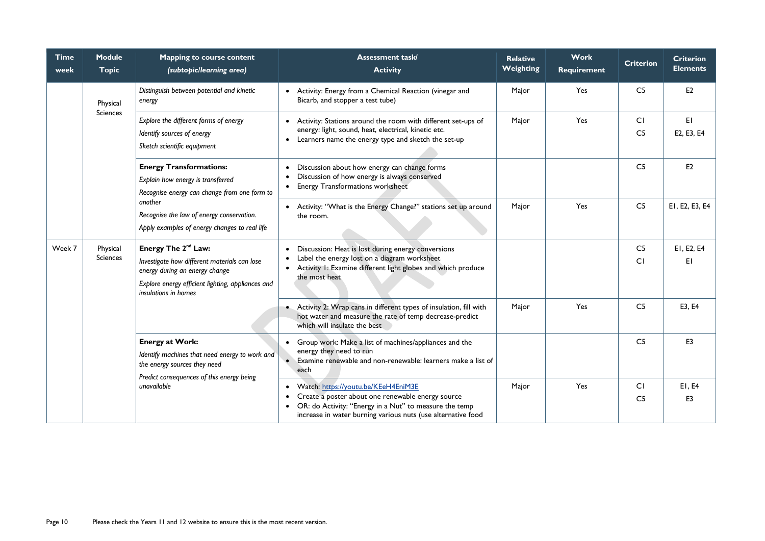| Time week | Module Topic | Mapping to course content *(subtopic/learning area)* | Assessment task/ Activity | Relative Weighting | Work Requirement | Criterion | Criterion Elements |
|---|---|---|---|---|---|---|---|
| | Physical Sciences | *Distinguish between potential and kinetic energy* | • Activity: Energy from a Chemical Reaction (vinegar and Bicarb, and stopper a test tube) | Major | Yes | C5 | E2 |
| | | *Explore the different forms of energy*<br>*Identify sources of energy*<br>*Sketch scientific equipment* | • Activity: Stations around the room with different set-ups of energy: light, sound, heat, electrical, kinetic etc.<br>• Learners name the energy type and sketch the set-up | Major | Yes | C1<br>C5 | E1<br>E2, E3, E4 |
| | | **Energy Transformations:**<br>*Explain how energy is transferred*<br>*Recognise energy can change from one form to another*<br>*Recognise the law of energy conservation.*<br>*Apply examples of energy changes to real life* | • Discussion about how energy can change forms<br>• Discussion of how energy is always conserved<br>• Energy Transformations worksheet | | | C5 | E2 |
| | | | • Activity: "What is the Energy Change?" stations set up around the room. | Major | Yes | C5 | E1, E2, E3, E4 |
| Week 7 | Physical Sciences | **Energy The 2nd Law:**<br>*Investigate how different materials can lose energy during an energy change*<br>*Explore energy efficient lighting, appliances and insulations in homes* | • Discussion: Heat is lost during energy conversions<br>• Label the energy lost on a diagram worksheet<br>• Activity 1: Examine different light globes and which produce the most heat | | | C5<br>C1 | E1, E2, E4<br>E1 |
| | | | • Activity 2: Wrap cans in different types of insulation, fill with hot water and measure the rate of temp decrease-predict which will insulate the best | Major | Yes | C5 | E3, E4 |
| | | **Energy at Work:**<br>*Identify machines that need energy to work and the energy sources they need*<br>*Predict consequences of this energy being unavailable* | • Group work: Make a list of machines/appliances and the energy they need to run<br>• Examine renewable and non-renewable: learners make a list of each | | | C5 | E3 |
| | | | • Watch: https://youtu.be/KEeH4EniM3E<br>• Create a poster about one renewable energy source<br>• OR: do Activity: "Energy in a Nut" to measure the temp increase in water burning various nuts (use alternative food | Major | Yes | C1<br>C5 | E1, E4<br>E3 |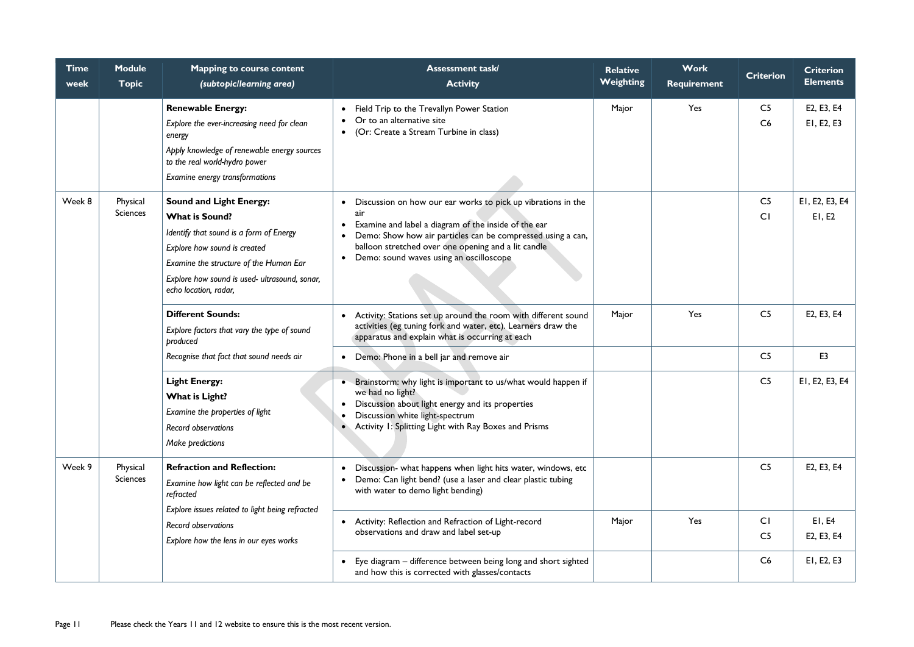| Time week | Module Topic | Mapping to course content *(subtopic/learning area)* | Assessment task/ Activity | Relative Weighting | Work Requirement | Criterion | Criterion Elements |
|---|---|---|---|---|---|---|---|
| | | **Renewable Energy:**<br>*Explore the ever-increasing need for clean energy*<br>*Apply knowledge of renewable energy sources to the real world-hydro power*<br>*Examine energy transformations* | • Field Trip to the Trevallyn Power Station<br>• Or to an alternative site<br>• (Or: Create a Stream Turbine in class) | Major | Yes | C5<br>C6 | E2, E3, E4<br>E1, E2, E3 |
| Week 8 | Physical Sciences | **Sound and Light Energy:**<br>**What is Sound?**<br>*Identify that sound is a form of Energy*<br>*Explore how sound is created*<br>*Examine the structure of the Human Ear*<br>*Explore how sound is used- ultrasound, sonar, echo location, radar,* | • Discussion on how our ear works to pick up vibrations in the air<br>• Examine and label a diagram of the inside of the ear<br>• Demo: Show how air particles can be compressed using a can, balloon stretched over one opening and a lit candle<br>• Demo: sound waves using an oscilloscope | | | C5<br>C1 | E1, E2, E3, E4<br>E1, E2 |
| | | **Different Sounds:**<br>*Explore factors that vary the type of sound produced*<br>*Recognise that fact that sound needs air* | • Activity: Stations set up around the room with different sound activities (eg tuning fork and water, etc). Learners draw the apparatus and explain what is occurring at each | Major | Yes | C5 | E2, E3, E4 |
| | | | • Demo: Phone in a bell jar and remove air | | | C5 | E3 |
| | | **Light Energy:**<br>**What is Light?**<br>*Examine the properties of light*<br>*Record observations*<br>*Make predictions* | • Brainstorm: why light is important to us/what would happen if we had no light?<br>• Discussion about light energy and its properties<br>• Discussion white light-spectrum<br>• Activity 1: Splitting Light with Ray Boxes and Prisms | | | C5 | E1, E2, E3, E4 |
| Week 9 | Physical Sciences | **Refraction and Reflection:**<br>*Examine how light can be reflected and be refracted*<br>*Explore issues related to light being refracted*<br>*Record observations*<br>*Explore how the lens in our eyes works* | • Discussion- what happens when light hits water, windows, etc<br>• Demo: Can light bend? (use a laser and clear plastic tubing with water to demo light bending) | | | C5 | E2, E3, E4 |
| | | | • Activity: Reflection and Refraction of Light-record observations and draw and label set-up | Major | Yes | C1<br>C5 | E1, E4<br>E2, E3, E4 |
| | | | • Eye diagram – difference between being long and short sighted and how this is corrected with glasses/contacts | | | C6 | E1, E2, E3 |

Please check the Years 11 and 12 website to ensure this is the most recent version.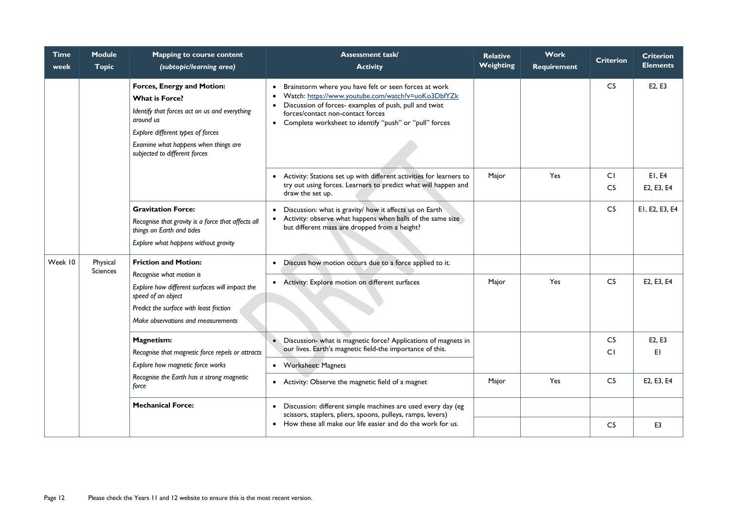| Time week | Module Topic | Mapping to course content *(subtopic/learning area)* | Assessment task/ Activity | Relative Weighting | Work Requirement | Criterion | Criterion Elements |
|---|---|---|---|---|---|---|---|
| | | **Forces, Energy and Motion:** **What is Force?** *Identify that forces act on us and everything around us* *Explore different types of forces* *Examine what happens when things are subjected to different forces* | • Brainstorm where you have felt or seen forces at work • Watch: https://www.youtube.com/watch?v=uoKo3DbfYZk • Discussion of forces- examples of push, pull and twist forces/contact non-contact forces • Complete worksheet to identify "push" or "pull" forces | | | C5 | E2, E3 |
| | | | • Activity: Stations set up with different activities for learners to try out using forces. Learners to predict what will happen and draw the set up. | Major | Yes | C1 C5 | E1, E4 E2, E3, E4 |
| | | **Gravitation Force:** *Recognise that gravity is a force that affects all things on Earth and tides* *Explore what happens without gravity* | • Discussion: what is gravity/ how it affects us on Earth • Activity: observe what happens when balls of the same size but different mass are dropped from a height? | | | C5 | E1, E2, E3, E4 |
| Week 10 | Physical Sciences | **Friction and Motion:** *Recognise what motion is* *Explore how different surfaces will impact the speed of an object* *Predict the surface with least friction* *Make observations and measurements* | • Discuss how motion occurs due to a force applied to it. | | | | |
| | | | • Activity: Explore motion on different surfaces | Major | Yes | C5 | E2, E3, E4 |
| | | **Magnetism:** *Recognise that magnetic force repels or attracts* *Explore how magnetic force works* *Recognise the Earth has a strong magnetic force* | • Discussion- what is magnetic force? Applications of magnets in our lives. Earth's magnetic field-the importance of this. • Worksheet: Magnets | | | C5 C1 | E2, E3 E1 |
| | | | • Activity: Observe the magnetic field of a magnet | Major | Yes | C5 | E2, E3, E4 |
| | | **Mechanical Force:** | • Discussion: different simple machines are used every day (eg scissors, staplers, pliers, spoons, pulleys, ramps, levers) • How these all make our life easier and do the work for us. | | | | |
| | | | | | | C5 | E3 |

Please check the Years 11 and 12 website to ensure this is the most recent version.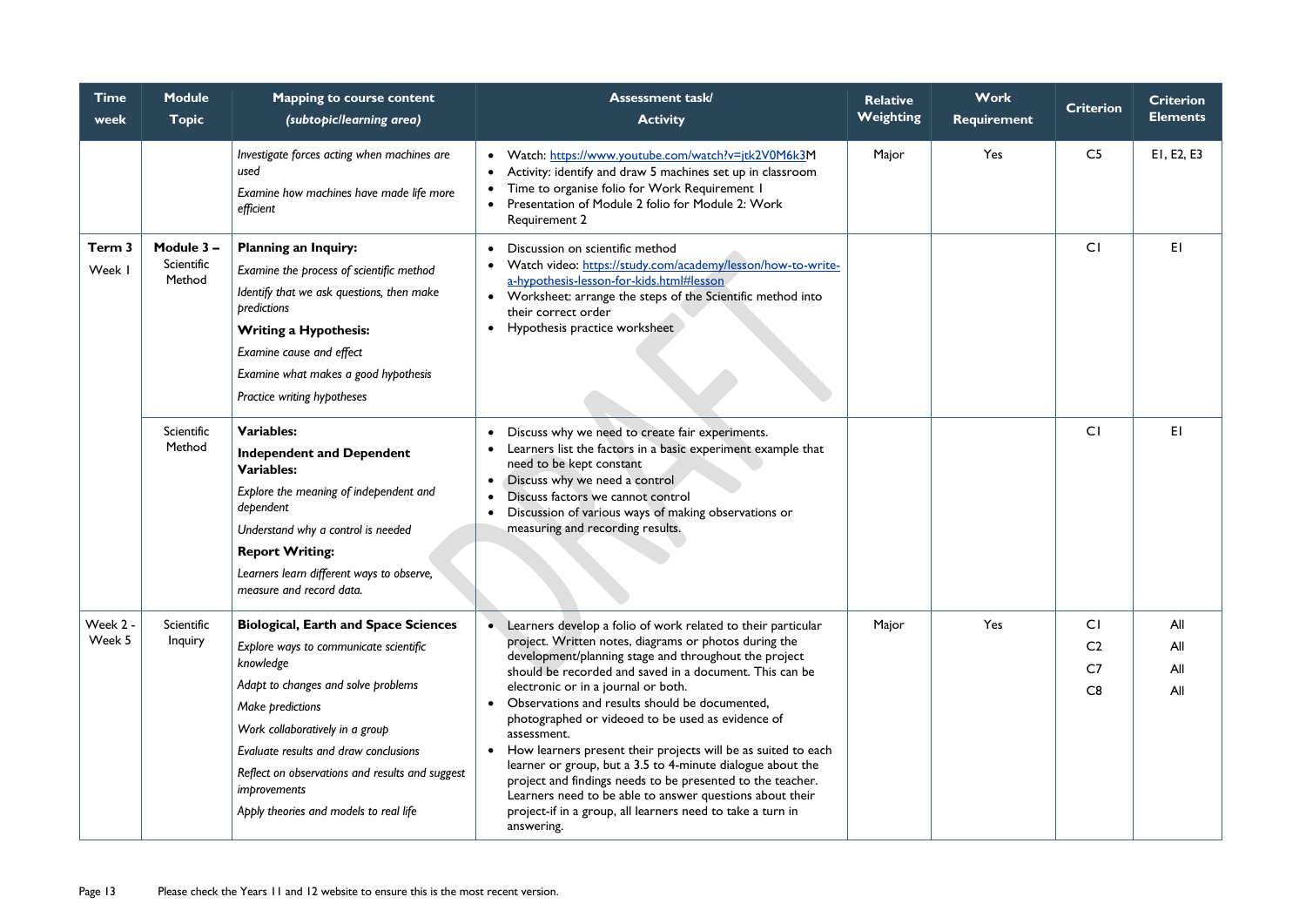| Time week | Module Topic | Mapping to course content *(subtopic/learning area)* | Assessment task/ Activity | Relative Weighting | Work Requirement | Criterion | Criterion Elements |
|---|---|---|---|---|---|---|---|
| | | *Investigate forces acting when machines are used*<br>*Examine how machines have made life more efficient* | • Watch: https://www.youtube.com/watch?v=jtk2V0M6k3M<br>• Activity: identify and draw 5 machines set up in classroom<br>• Time to organise folio for Work Requirement 1<br>• Presentation of Module 2 folio for Module 2: Work Requirement 2 | Major | Yes | C5 | E1, E2, E3 |
| **Term 3** Week 1 | **Module 3 –** Scientific Method | **Planning an Inquiry:**<br>*Examine the process of scientific method*<br>*Identify that we ask questions, then make predictions*<br>**Writing a Hypothesis:**<br>*Examine cause and effect*<br>*Examine what makes a good hypothesis*<br>*Practice writing hypotheses* | • Discussion on scientific method<br>• Watch video: https://study.com/academy/lesson/how-to-write-a-hypothesis-lesson-for-kids.html#lesson<br>• Worksheet: arrange the steps of the Scientific method into their correct order<br>• Hypothesis practice worksheet | | | C1 | E1 |
| | Scientific Method | **Variables:**<br>**Independent and Dependent Variables:**<br>*Explore the meaning of independent and dependent*<br>*Understand why a control is needed*<br>**Report Writing:**<br>*Learners learn different ways to observe, measure and record data.* | • Discuss why we need to create fair experiments.<br>• Learners list the factors in a basic experiment example that need to be kept constant<br>• Discuss why we need a control<br>• Discuss factors we cannot control<br>• Discussion of various ways of making observations or measuring and recording results. | | | C1 | E1 |
| Week 2 - Week 5 | Scientific Inquiry | **Biological, Earth and Space Sciences**<br>*Explore ways to communicate scientific knowledge*<br>*Adapt to changes and solve problems*<br>*Make predictions*<br>*Work collaboratively in a group*<br>*Evaluate results and draw conclusions*<br>*Reflect on observations and results and suggest improvements*<br>*Apply theories and models to real life* | • Learners develop a folio of work related to their particular project. Written notes, diagrams or photos during the development/planning stage and throughout the project should be recorded and saved in a document. This can be electronic or in a journal or both.<br>• Observations and results should be documented, photographed or videoed to be used as evidence of assessment.<br>• How learners present their projects will be as suited to each learner or group, but a 3.5 to 4-minute dialogue about the project and findings needs to be presented to the teacher. Learners need to be able to answer questions about their project-if in a group, all learners need to take a turn in answering. | Major | Yes | C1<br>C2<br>C7<br>C8 | All<br>All<br>All<br>All |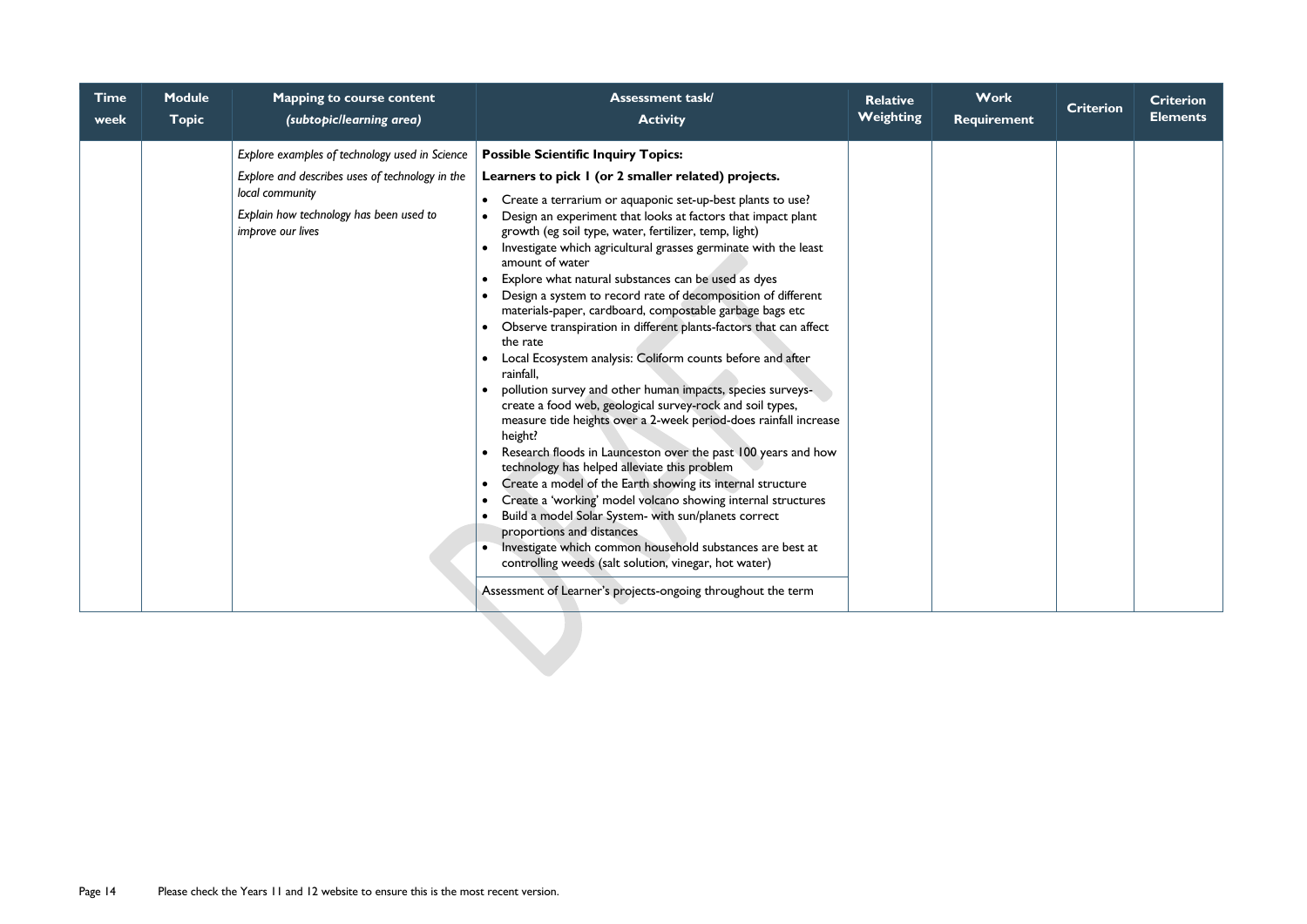| Time week | Module Topic | Mapping to course content *(subtopic/learning area)* | Assessment task/ Activity | Relative Weighting | Work Requirement | Criterion | Criterion Elements |
|---|---|---|---|---|---|---|---|
| | | *Explore examples of technology used in Science*<br>*Explore and describes uses of technology in the local community*<br>*Explain how technology has been used to improve our lives* | **Possible Scientific Inquiry Topics:**<br>**Learners to pick 1 (or 2 smaller related) projects.**<br>• Create a terrarium or aquaponic set-up-best plants to use?<br>• Design an experiment that looks at factors that impact plant growth (eg soil type, water, fertilizer, temp, light)<br>• Investigate which agricultural grasses germinate with the least amount of water<br>• Explore what natural substances can be used as dyes<br>• Design a system to record rate of decomposition of different materials-paper, cardboard, compostable garbage bags etc<br>• Observe transpiration in different plants-factors that can affect the rate<br>• Local Ecosystem analysis: Coliform counts before and after rainfall,<br>• pollution survey and other human impacts, species surveys-create a food web, geological survey-rock and soil types, measure tide heights over a 2-week period-does rainfall increase height?<br>• Research floods in Launceston over the past 100 years and how technology has helped alleviate this problem<br>• Create a model of the Earth showing its internal structure<br>• Create a 'working' model volcano showing internal structures<br>• Build a model Solar System- with sun/planets correct proportions and distances<br>• Investigate which common household substances are best at controlling weeds (salt solution, vinegar, hot water) | | | | |
| | | | Assessment of Learner's projects-ongoing throughout the term | | | | |

Please check the Years 11 and 12 website to ensure this is the most recent version.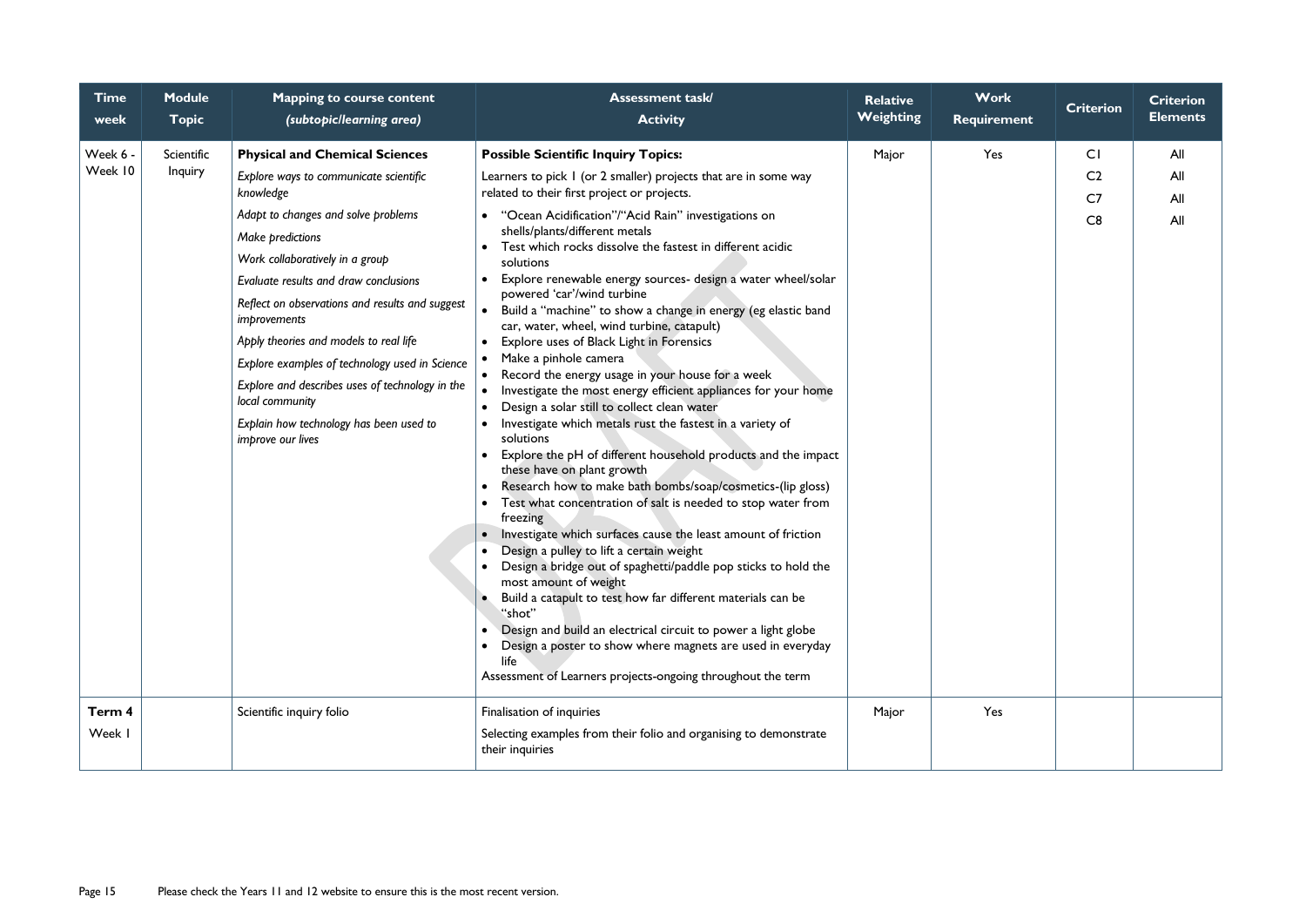| Time week | Module Topic | Mapping to course content *(subtopic/learning area)* | Assessment task/ Activity | Relative Weighting | Work Requirement | Criterion | Criterion Elements |
|---|---|---|---|---|---|---|---|
| Week 6 - Week 10 | Scientific Inquiry | **Physical and Chemical Sciences**<br>*Explore ways to communicate scientific knowledge*<br>*Adapt to changes and solve problems*<br>*Make predictions*<br>*Work collaboratively in a group*<br>*Evaluate results and draw conclusions*<br>*Reflect on observations and results and suggest improvements*<br>*Apply theories and models to real life*<br>*Explore examples of technology used in Science*<br>*Explore and describes uses of technology in the local community*<br>*Explain how technology has been used to improve our lives* | **Possible Scientific Inquiry Topics:**<br>Learners to pick 1 (or 2 smaller) projects that are in some way related to their first project or projects.<br>• "Ocean Acidification"/"Acid Rain" investigations on shells/plants/different metals<br>• Test which rocks dissolve the fastest in different acidic solutions<br>• Explore renewable energy sources- design a water wheel/solar powered 'car'/wind turbine<br>• Build a "machine" to show a change in energy (eg elastic band car, water, wheel, wind turbine, catapult)<br>• Explore uses of Black Light in Forensics<br>• Make a pinhole camera<br>• Record the energy usage in your house for a week<br>• Investigate the most energy efficient appliances for your home<br>• Design a solar still to collect clean water<br>• Investigate which metals rust the fastest in a variety of solutions<br>• Explore the pH of different household products and the impact these have on plant growth<br>• Research how to make bath bombs/soap/cosmetics-(lip gloss)<br>• Test what concentration of salt is needed to stop water from freezing<br>• Investigate which surfaces cause the least amount of friction<br>• Design a pulley to lift a certain weight<br>• Design a bridge out of spaghetti/paddle pop sticks to hold the most amount of weight<br>• Build a catapult to test how far different materials can be "shot"<br>• Design and build an electrical circuit to power a light globe<br>• Design a poster to show where magnets are used in everyday life<br>Assessment of Learners projects-ongoing throughout the term | Major | Yes | C1<br>C2<br>C7<br>C8 | All<br>All<br>All<br>All |
| **Term 4** Week 1 | | Scientific inquiry folio | Finalisation of inquiries<br>Selecting examples from their folio and organising to demonstrate their inquiries | Major | Yes | | |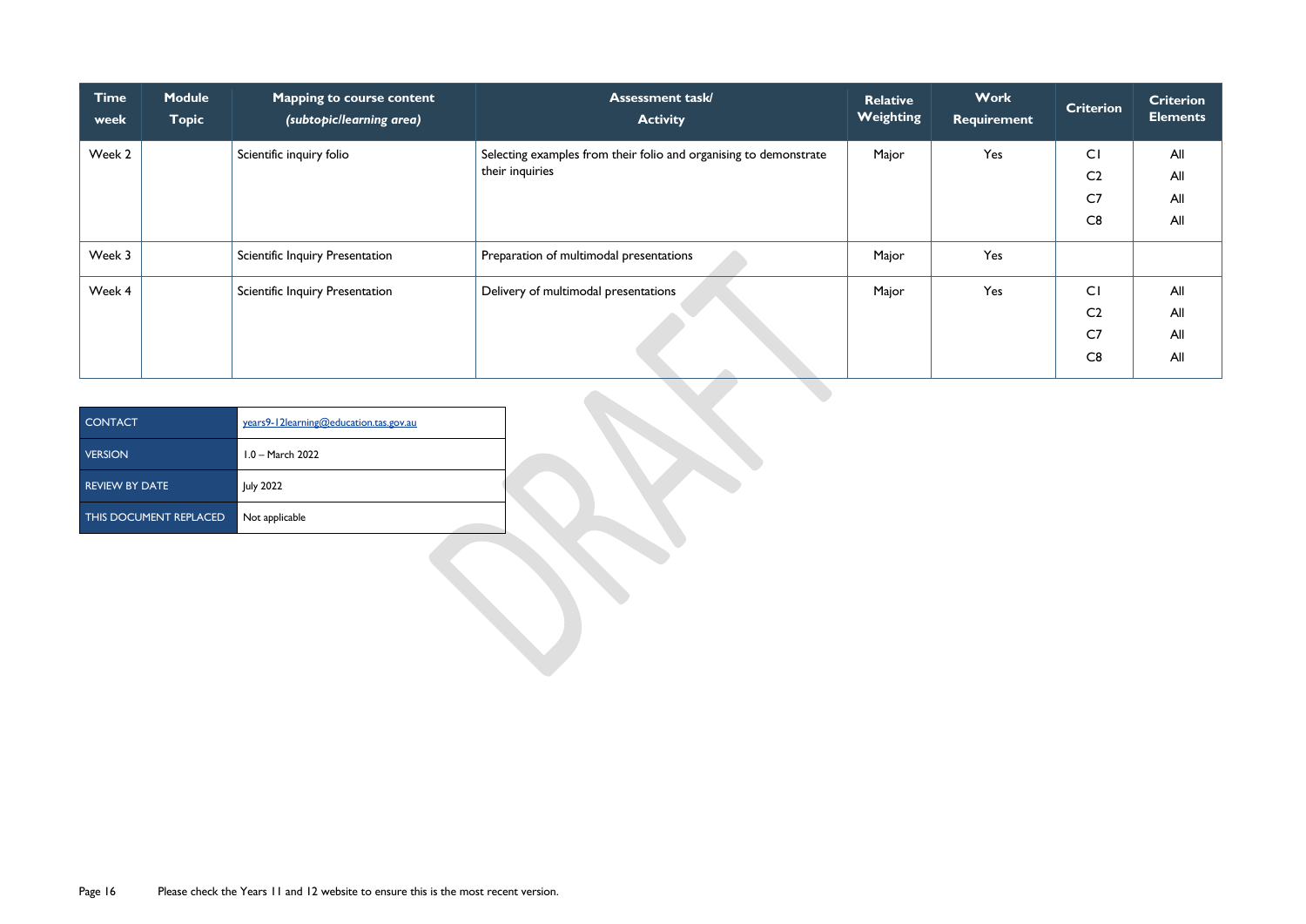| Time week | Module Topic | Mapping to course content *(subtopic/learning area)* | Assessment task/ Activity | Relative Weighting | Work Requirement | Criterion | Criterion Elements |
|---|---|---|---|---|---|---|---|
| Week 2 | | Scientific inquiry folio | Selecting examples from their folio and organising to demonstrate their inquiries | Major | Yes | C1<br>C2<br>C7<br>C8 | All<br>All<br>All<br>All |
| Week 3 | | Scientific Inquiry Presentation | Preparation of multimodal presentations | Major | Yes | | |
| Week 4 | | Scientific Inquiry Presentation | Delivery of multimodal presentations | Major | Yes | C1<br>C2<br>C7<br>C8 | All<br>All<br>All<br>All |

| | |
|---|---|
| CONTACT | years9-12learning@education.tas.gov.au |
| VERSION | 1.0 – March 2022 |
| REVIEW BY DATE | July 2022 |
| THIS DOCUMENT REPLACED | Not applicable |

Please check the Years 11 and 12 website to ensure this is the most recent version.